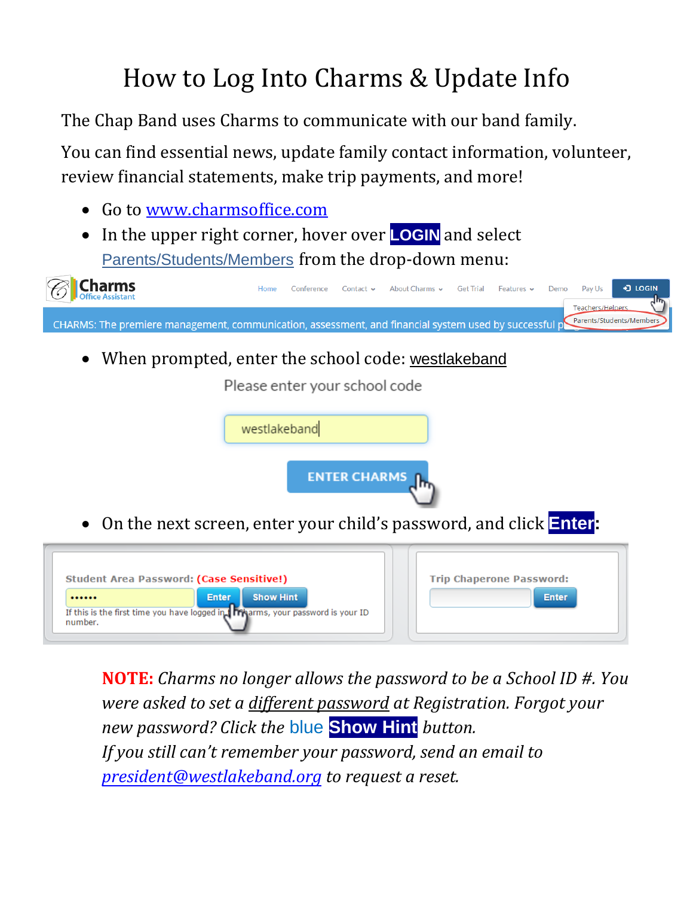# How to Log Into Charms & Update Info

The Chap Band uses Charms to communicate with our band family.

You can find essential news, update family contact information, volunteer, review financial statements, make trip payments, and more!

- Go to [www.charmsoffice.com](http://www.charmsoffice.com)
- In the upper right corner, hover over **LOGIN** and select Parents/Students/Members from the drop-down menu:
- When prompted, enter the school code: westlakeband
- On the next screen, enter your child's password, and click **Enter**:

**NOTE:** *Charms no longer allows the password to be a School ID #. You were asked to set a different password at Registration. Forgot your new password? Click the* blue **Show Hint** *button.*
*If you still can't remember your password, send an email to [president@westlakeband.org](mailto:president@westlakeband.org) to request a reset.*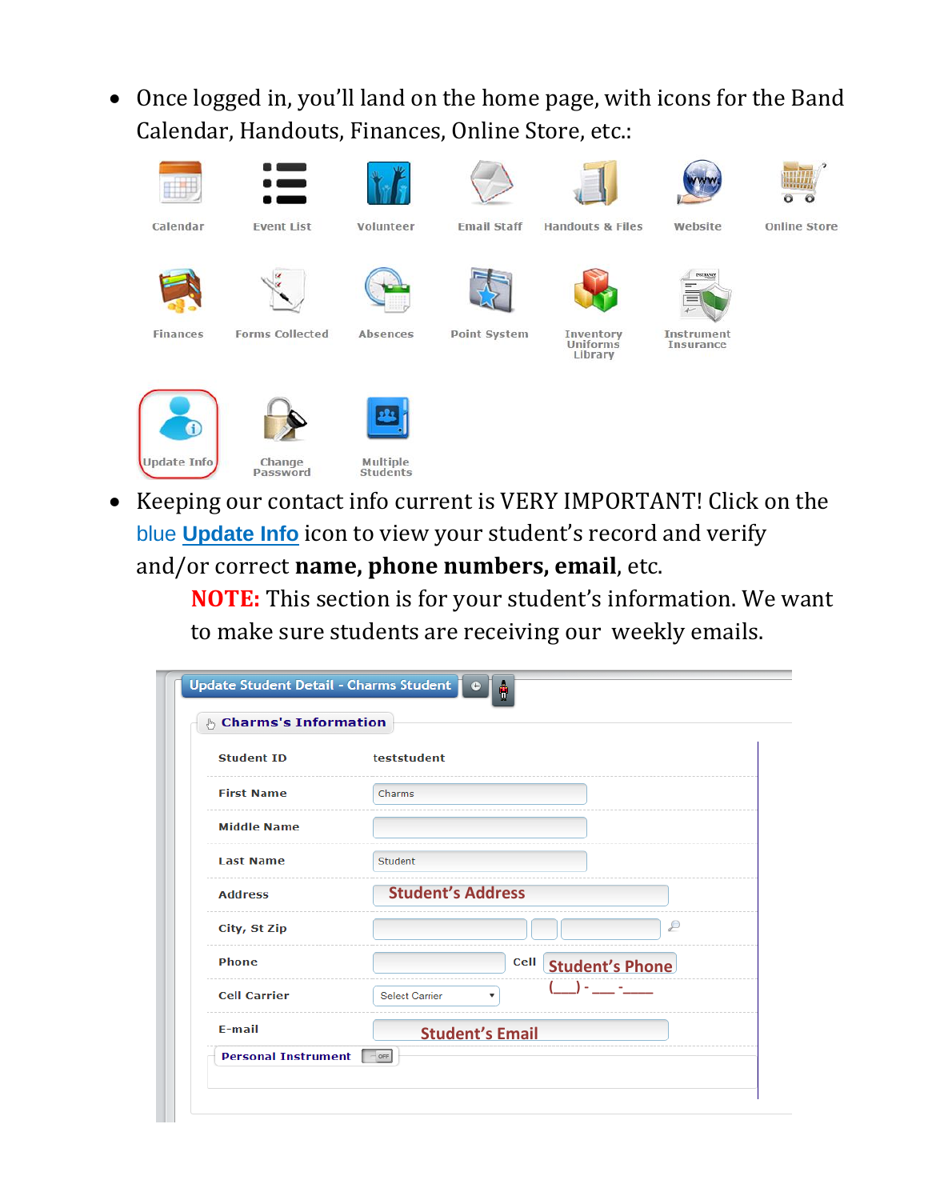- Once logged in, you'll land on the home page, with icons for the Band Calendar, Handouts, Finances, Online Store, etc.:

Calendar | Event List | Volunteer | Email Staff | Handouts & Files | Website | Online Store

Finances | Forms Collected | Absences | Point System | Inventory Uniforms Library | Instrument Insurance

Update Info | Change Password | Multiple Students

- Keeping our contact info current is VERY IMPORTANT! Click on the blue **Update Info** icon to view your student's record and verify and/or correct **name, phone numbers, email**, etc.

  **NOTE:** This section is for your student's information. We want to make sure students are receiving our weekly emails.

Update Student Detail - Charms Student

Charms's Information

| | |
|---|---|
| Student ID | teststudent |
| First Name | Charms |
| Middle Name | |
| Last Name | Student |
| Address | Student's Address |
| City, St Zip | |
| Phone | Cell: Student's Phone (\_\_\_) - \_\_\_ - \_\_\_\_ |
| Cell Carrier | Select Carrier |
| E-mail | Student's Email |

Personal Instrument OFF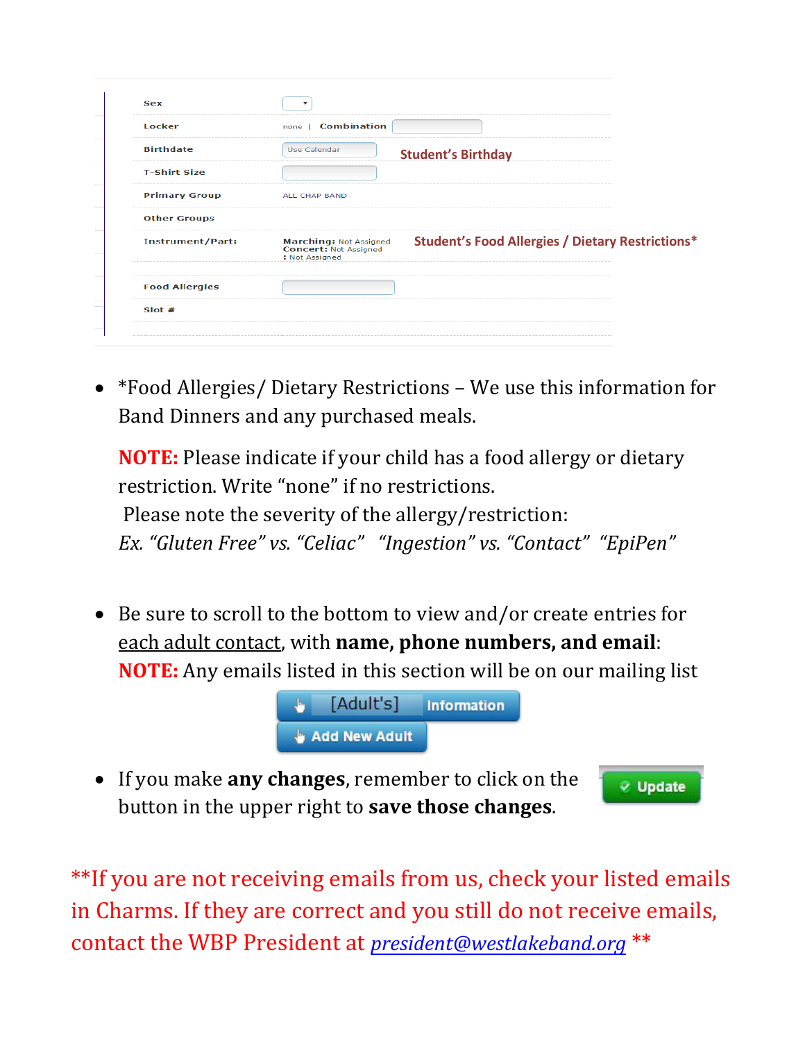| | | |
|---|---|---|
| Sex | | |
| Locker | none \| Combination | |
| Birthdate | Use Calendar | Student's Birthday |
| T-Shirt Size | | |
| Primary Group | ALL CHAP BAND | |
| Other Groups | | |
| Instrument/Part: | Marching: Not Assigned Concert: Not Assigned : Not Assigned | Student's Food Allergies / Dietary Restrictions* |
| Food Allergies | | |
| Slot # | | |

- *Food Allergies/ Dietary Restrictions – We use this information for Band Dinners and any purchased meals.

  **NOTE:** Please indicate if your child has a food allergy or dietary restriction. Write "none" if no restrictions.
  Please note the severity of the allergy/restriction:
  *Ex. "Gluten Free" vs. "Celiac" "Ingestion" vs. "Contact" "EpiPen"*

- Be sure to scroll to the bottom to view and/or create entries for each adult contact, with **name, phone numbers, and email**:
  **NOTE:** Any emails listed in this section will be on our mailing list

  [Adult's] Information

  Add New Adult

- If you make **any changes**, remember to click on the Update button in the upper right to **save those changes**.

**If you are not receiving emails from us, check your listed emails in Charms. If they are correct and you still do not receive emails, contact the WBP President at *president@westlakeband.org* **